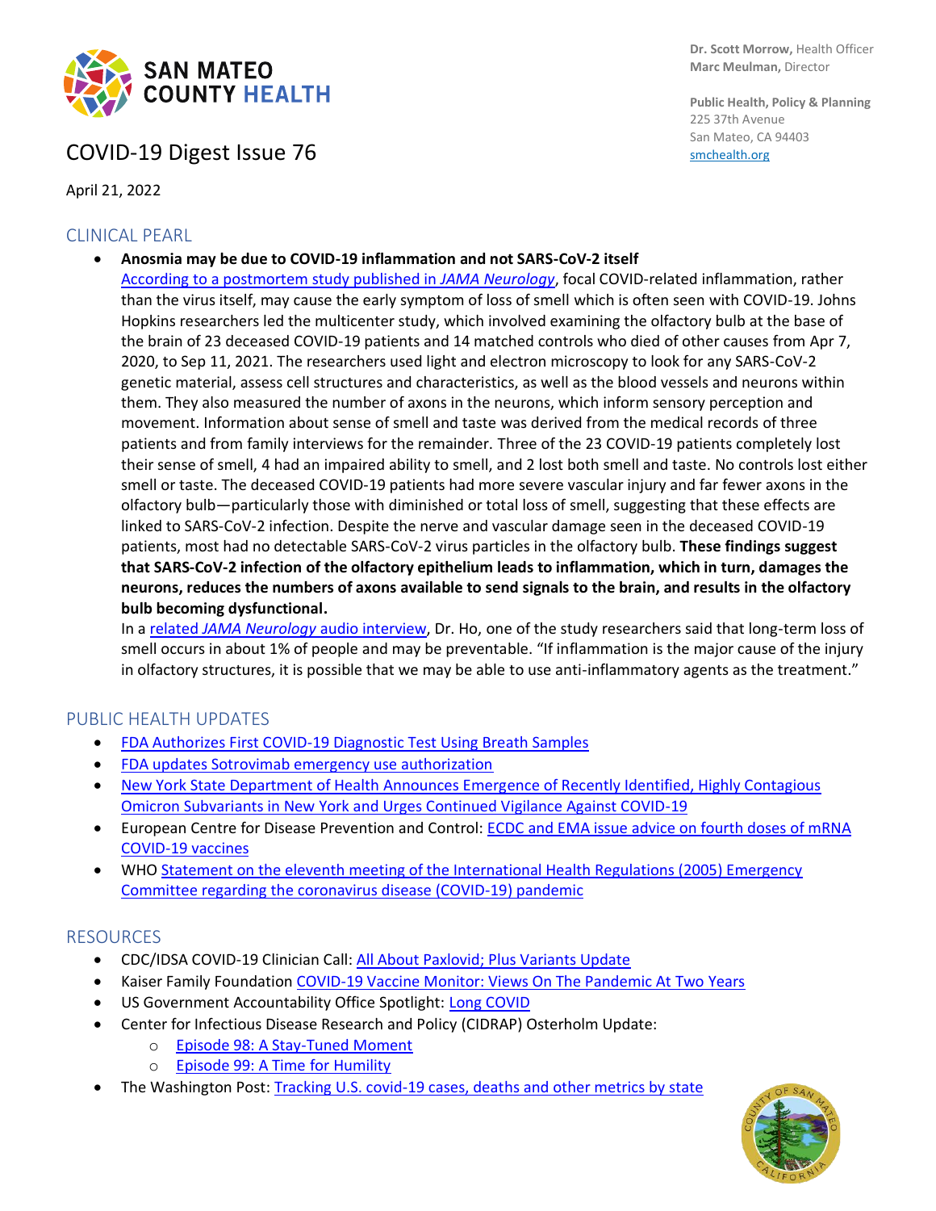SAN MATEO COUNTY HEALTH

**Dr. Scott Morrow,** Health Officer
**Marc Meulman,** Director

**Public Health, Policy & Planning**
225 37th Avenue
San Mateo, CA 94403
smchealth.org

# COVID-19 Digest Issue 76

April 21, 2022

## CLINICAL PEARL

- **Anosmia may be due to COVID-19 inflammation and not SARS-CoV-2 itself**
  According to a postmortem study published in *JAMA Neurology*, focal COVID-related inflammation, rather than the virus itself, may cause the early symptom of loss of smell which is often seen with COVID-19. Johns Hopkins researchers led the multicenter study, which involved examining the olfactory bulb at the base of the brain of 23 deceased COVID-19 patients and 14 matched controls who died of other causes from Apr 7, 2020, to Sep 11, 2021. The researchers used light and electron microscopy to look for any SARS-CoV-2 genetic material, assess cell structures and characteristics, as well as the blood vessels and neurons within them. They also measured the number of axons in the neurons, which inform sensory perception and movement. Information about sense of smell and taste was derived from the medical records of three patients and from family interviews for the remainder. Three of the 23 COVID-19 patients completely lost their sense of smell, 4 had an impaired ability to smell, and 2 lost both smell and taste. No controls lost either smell or taste. The deceased COVID-19 patients had more severe vascular injury and far fewer axons in the olfactory bulb—particularly those with diminished or total loss of smell, suggesting that these effects are linked to SARS-CoV-2 infection. Despite the nerve and vascular damage seen in the deceased COVID-19 patients, most had no detectable SARS-CoV-2 virus particles in the olfactory bulb. **These findings suggest that SARS-CoV-2 infection of the olfactory epithelium leads to inflammation, which in turn, damages the neurons, reduces the numbers of axons available to send signals to the brain, and results in the olfactory bulb becoming dysfunctional.**
  In a related *JAMA Neurology* audio interview, Dr. Ho, one of the study researchers said that long-term loss of smell occurs in about 1% of people and may be preventable. "If inflammation is the major cause of the injury in olfactory structures, it is possible that we may be able to use anti-inflammatory agents as the treatment."

## PUBLIC HEALTH UPDATES

- FDA Authorizes First COVID-19 Diagnostic Test Using Breath Samples
- FDA updates Sotrovimab emergency use authorization
- New York State Department of Health Announces Emergence of Recently Identified, Highly Contagious Omicron Subvariants in New York and Urges Continued Vigilance Against COVID-19
- European Centre for Disease Prevention and Control: ECDC and EMA issue advice on fourth doses of mRNA COVID-19 vaccines
- WHO Statement on the eleventh meeting of the International Health Regulations (2005) Emergency Committee regarding the coronavirus disease (COVID-19) pandemic

## RESOURCES

- CDC/IDSA COVID-19 Clinician Call: All About Paxlovid; Plus Variants Update
- Kaiser Family Foundation COVID-19 Vaccine Monitor: Views On The Pandemic At Two Years
- US Government Accountability Office Spotlight: Long COVID
- Center for Infectious Disease Research and Policy (CIDRAP) Osterholm Update:
  - Episode 98: A Stay-Tuned Moment
  - Episode 99: A Time for Humility
- The Washington Post: Tracking U.S. covid-19 cases, deaths and other metrics by state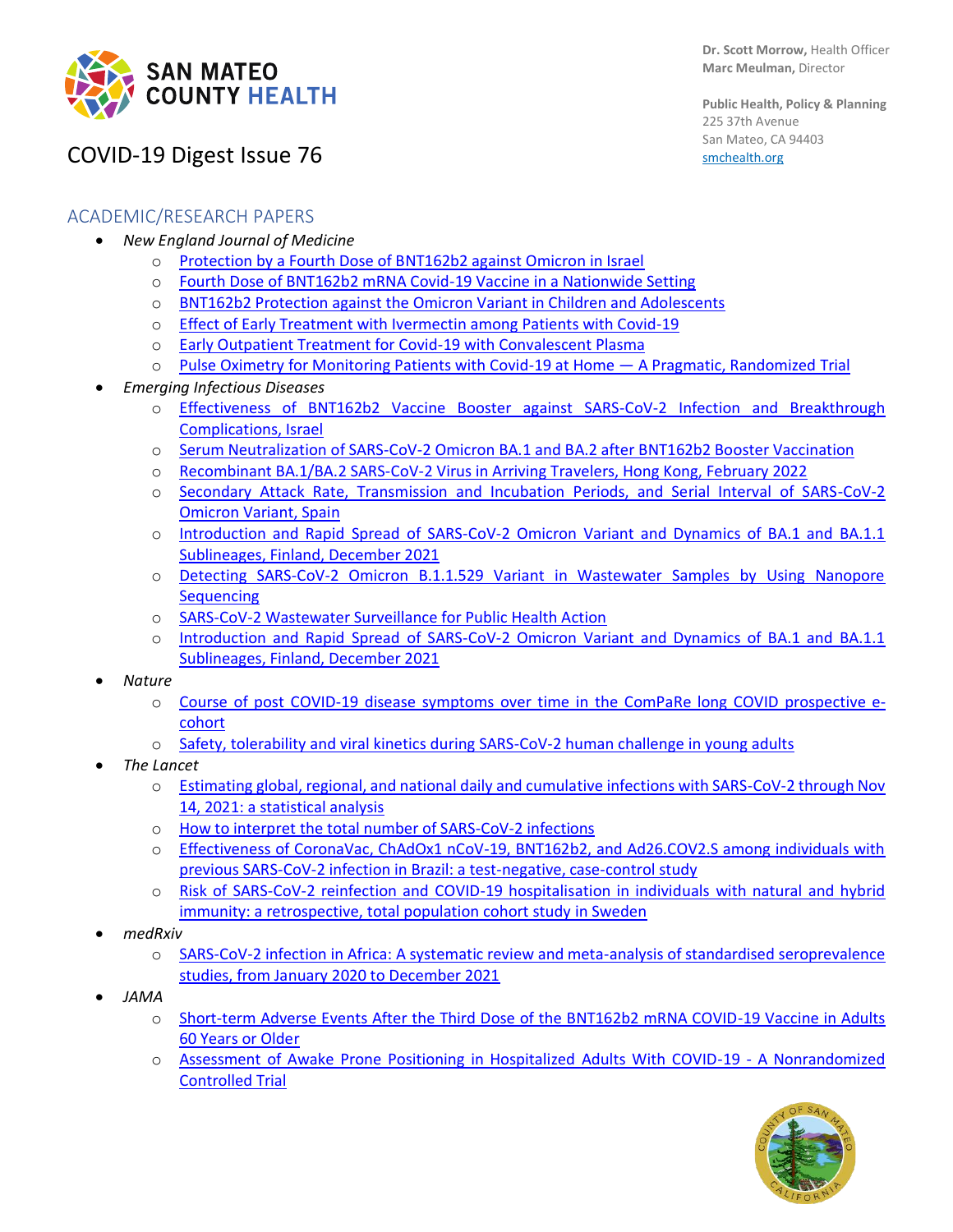# COVID-19 Digest Issue 76

## ACADEMIC/RESEARCH PAPERS

- *New England Journal of Medicine*
  - Protection by a Fourth Dose of BNT162b2 against Omicron in Israel
  - Fourth Dose of BNT162b2 mRNA Covid-19 Vaccine in a Nationwide Setting
  - BNT162b2 Protection against the Omicron Variant in Children and Adolescents
  - Effect of Early Treatment with Ivermectin among Patients with Covid-19
  - Early Outpatient Treatment for Covid-19 with Convalescent Plasma
  - Pulse Oximetry for Monitoring Patients with Covid-19 at Home — A Pragmatic, Randomized Trial
- *Emerging Infectious Diseases*
  - Effectiveness of BNT162b2 Vaccine Booster against SARS-CoV-2 Infection and Breakthrough Complications, Israel
  - Serum Neutralization of SARS-CoV-2 Omicron BA.1 and BA.2 after BNT162b2 Booster Vaccination
  - Recombinant BA.1/BA.2 SARS-CoV-2 Virus in Arriving Travelers, Hong Kong, February 2022
  - Secondary Attack Rate, Transmission and Incubation Periods, and Serial Interval of SARS-CoV-2 Omicron Variant, Spain
  - Introduction and Rapid Spread of SARS-CoV-2 Omicron Variant and Dynamics of BA.1 and BA.1.1 Sublineages, Finland, December 2021
  - Detecting SARS-CoV-2 Omicron B.1.1.529 Variant in Wastewater Samples by Using Nanopore Sequencing
  - SARS-CoV-2 Wastewater Surveillance for Public Health Action
  - Introduction and Rapid Spread of SARS-CoV-2 Omicron Variant and Dynamics of BA.1 and BA.1.1 Sublineages, Finland, December 2021
- *Nature*
  - Course of post COVID-19 disease symptoms over time in the ComPaRe long COVID prospective e-cohort
  - Safety, tolerability and viral kinetics during SARS-CoV-2 human challenge in young adults
- *The Lancet*
  - Estimating global, regional, and national daily and cumulative infections with SARS-CoV-2 through Nov 14, 2021: a statistical analysis
  - How to interpret the total number of SARS-CoV-2 infections
  - Effectiveness of CoronaVac, ChAdOx1 nCoV-19, BNT162b2, and Ad26.COV2.S among individuals with previous SARS-CoV-2 infection in Brazil: a test-negative, case-control study
  - Risk of SARS-CoV-2 reinfection and COVID-19 hospitalisation in individuals with natural and hybrid immunity: a retrospective, total population cohort study in Sweden
- *medRxiv*
  - SARS-CoV-2 infection in Africa: A systematic review and meta-analysis of standardised seroprevalence studies, from January 2020 to December 2021
- *JAMA*
  - Short-term Adverse Events After the Third Dose of the BNT162b2 mRNA COVID-19 Vaccine in Adults 60 Years or Older
  - Assessment of Awake Prone Positioning in Hospitalized Adults With COVID-19 - A Nonrandomized Controlled Trial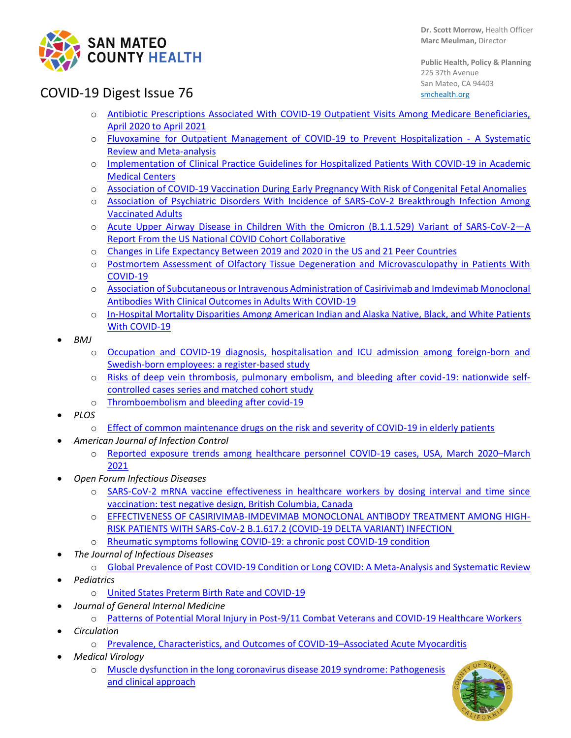- Antibiotic Prescriptions Associated With COVID-19 Outpatient Visits Among Medicare Beneficiaries, April 2020 to April 2021
  - Fluvoxamine for Outpatient Management of COVID-19 to Prevent Hospitalization - A Systematic Review and Meta-analysis
  - Implementation of Clinical Practice Guidelines for Hospitalized Patients With COVID-19 in Academic Medical Centers
  - Association of COVID-19 Vaccination During Early Pregnancy With Risk of Congenital Fetal Anomalies
  - Association of Psychiatric Disorders With Incidence of SARS-CoV-2 Breakthrough Infection Among Vaccinated Adults
  - Acute Upper Airway Disease in Children With the Omicron (B.1.1.529) Variant of SARS-CoV-2—A Report From the US National COVID Cohort Collaborative
  - Changes in Life Expectancy Between 2019 and 2020 in the US and 21 Peer Countries
  - Postmortem Assessment of Olfactory Tissue Degeneration and Microvasculopathy in Patients With COVID-19
  - Association of Subcutaneous or Intravenous Administration of Casirivimab and Imdevimab Monoclonal Antibodies With Clinical Outcomes in Adults With COVID-19
  - In-Hospital Mortality Disparities Among American Indian and Alaska Native, Black, and White Patients With COVID-19
- *BMJ*
  - Occupation and COVID-19 diagnosis, hospitalisation and ICU admission among foreign-born and Swedish-born employees: a register-based study
  - Risks of deep vein thrombosis, pulmonary embolism, and bleeding after covid-19: nationwide self-controlled cases series and matched cohort study
  - Thromboembolism and bleeding after covid-19
- *PLOS*
  - Effect of common maintenance drugs on the risk and severity of COVID-19 in elderly patients
- *American Journal of Infection Control*
  - Reported exposure trends among healthcare personnel COVID-19 cases, USA, March 2020–March 2021
- *Open Forum Infectious Diseases*
  - SARS-CoV-2 mRNA vaccine effectiveness in healthcare workers by dosing interval and time since vaccination: test negative design, British Columbia, Canada
  - EFFECTIVENESS OF CASIRIVIMAB-IMDEVIMAB MONOCLONAL ANTIBODY TREATMENT AMONG HIGH-RISK PATIENTS WITH SARS-CoV-2 B.1.617.2 (COVID-19 DELTA VARIANT) INFECTION
  - Rheumatic symptoms following COVID-19: a chronic post COVID-19 condition
- *The Journal of Infectious Diseases*
  - Global Prevalence of Post COVID-19 Condition or Long COVID: A Meta-Analysis and Systematic Review
- *Pediatrics*
  - United States Preterm Birth Rate and COVID-19
- *Journal of General Internal Medicine*
  - Patterns of Potential Moral Injury in Post-9/11 Combat Veterans and COVID-19 Healthcare Workers
- *Circulation*
  - Prevalence, Characteristics, and Outcomes of COVID-19–Associated Acute Myocarditis
- *Medical Virology*
  - Muscle dysfunction in the long coronavirus disease 2019 syndrome: Pathogenesis and clinical approach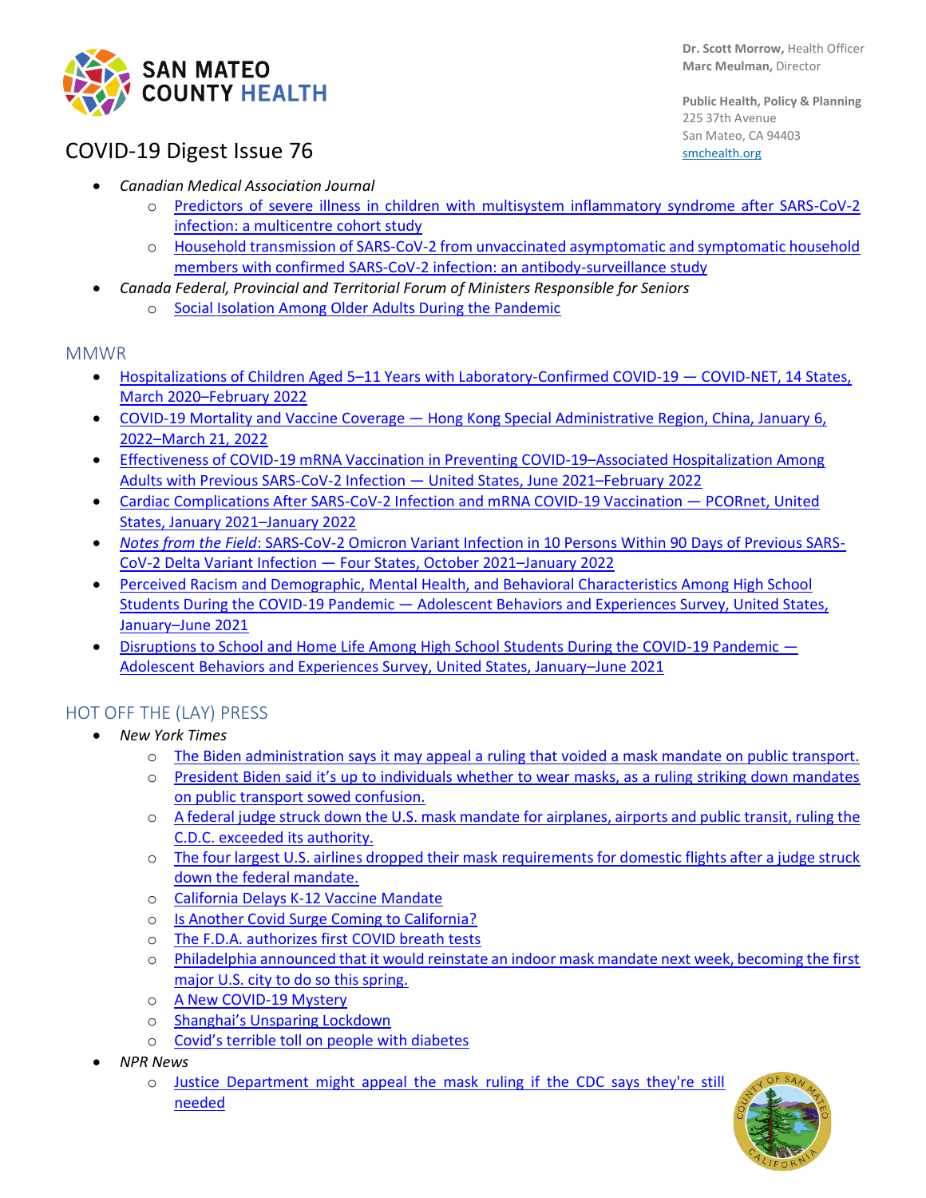# COVID-19 Digest Issue 76

- *Canadian Medical Association Journal*
  - Predictors of severe illness in children with multisystem inflammatory syndrome after SARS-CoV-2 infection: a multicentre cohort study
  - Household transmission of SARS-CoV-2 from unvaccinated asymptomatic and symptomatic household members with confirmed SARS-CoV-2 infection: an antibody-surveillance study
- *Canada Federal, Provincial and Territorial Forum of Ministers Responsible for Seniors*
  - Social Isolation Among Older Adults During the Pandemic

## MMWR

- Hospitalizations of Children Aged 5–11 Years with Laboratory-Confirmed COVID-19 — COVID-NET, 14 States, March 2020–February 2022
- COVID-19 Mortality and Vaccine Coverage — Hong Kong Special Administrative Region, China, January 6, 2022–March 21, 2022
- Effectiveness of COVID-19 mRNA Vaccination in Preventing COVID-19–Associated Hospitalization Among Adults with Previous SARS-CoV-2 Infection — United States, June 2021–February 2022
- Cardiac Complications After SARS-CoV-2 Infection and mRNA COVID-19 Vaccination — PCORnet, United States, January 2021–January 2022
- *Notes from the Field*: SARS-CoV-2 Omicron Variant Infection in 10 Persons Within 90 Days of Previous SARS-CoV-2 Delta Variant Infection — Four States, October 2021–January 2022
- Perceived Racism and Demographic, Mental Health, and Behavioral Characteristics Among High School Students During the COVID-19 Pandemic — Adolescent Behaviors and Experiences Survey, United States, January–June 2021
- Disruptions to School and Home Life Among High School Students During the COVID-19 Pandemic — Adolescent Behaviors and Experiences Survey, United States, January–June 2021

## HOT OFF THE (LAY) PRESS

- *New York Times*
  - The Biden administration says it may appeal a ruling that voided a mask mandate on public transport.
  - President Biden said it's up to individuals whether to wear masks, as a ruling striking down mandates on public transport sowed confusion.
  - A federal judge struck down the U.S. mask mandate for airplanes, airports and public transit, ruling the C.D.C. exceeded its authority.
  - The four largest U.S. airlines dropped their mask requirements for domestic flights after a judge struck down the federal mandate.
  - California Delays K-12 Vaccine Mandate
  - Is Another Covid Surge Coming to California?
  - The F.D.A. authorizes first COVID breath tests
  - Philadelphia announced that it would reinstate an indoor mask mandate next week, becoming the first major U.S. city to do so this spring.
  - A New COVID-19 Mystery
  - Shanghai's Unsparing Lockdown
  - Covid's terrible toll on people with diabetes
- *NPR News*
  - Justice Department might appeal the mask ruling if the CDC says they're still needed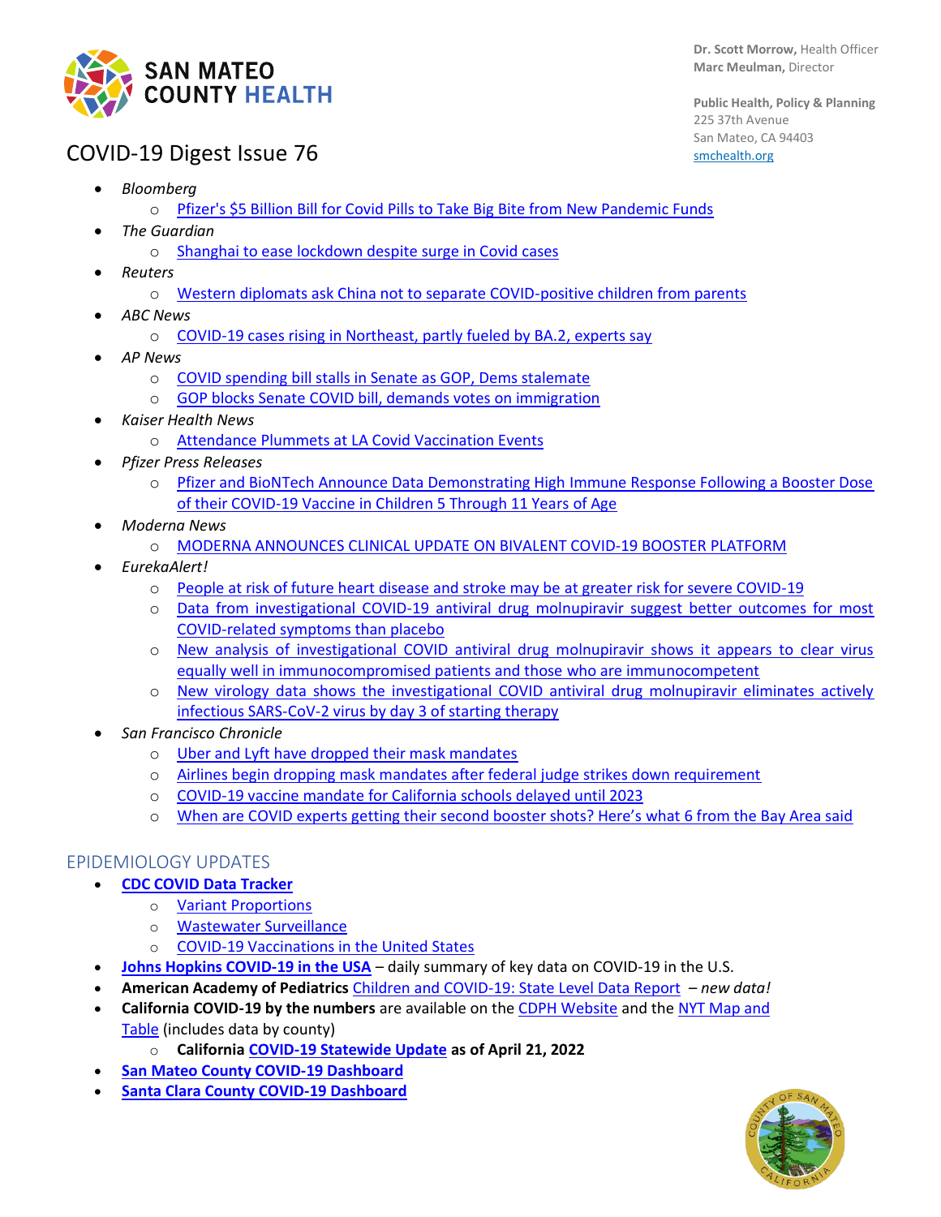# COVID-19 Digest Issue 76

- *Bloomberg*
  - Pfizer's $5 Billion Bill for Covid Pills to Take Big Bite from New Pandemic Funds
- *The Guardian*
  - Shanghai to ease lockdown despite surge in Covid cases
- *Reuters*
  - Western diplomats ask China not to separate COVID-positive children from parents
- *ABC News*
  - COVID-19 cases rising in Northeast, partly fueled by BA.2, experts say
- *AP News*
  - COVID spending bill stalls in Senate as GOP, Dems stalemate
  - GOP blocks Senate COVID bill, demands votes on immigration
- *Kaiser Health News*
  - Attendance Plummets at LA Covid Vaccination Events
- *Pfizer Press Releases*
  - Pfizer and BioNTech Announce Data Demonstrating High Immune Response Following a Booster Dose of their COVID-19 Vaccine in Children 5 Through 11 Years of Age
- *Moderna News*
  - MODERNA ANNOUNCES CLINICAL UPDATE ON BIVALENT COVID-19 BOOSTER PLATFORM
- *EurekaAlert!*
  - People at risk of future heart disease and stroke may be at greater risk for severe COVID-19
  - Data from investigational COVID-19 antiviral drug molnupiravir suggest better outcomes for most COVID-related symptoms than placebo
  - New analysis of investigational COVID antiviral drug molnupiravir shows it appears to clear virus equally well in immunocompromised patients and those who are immunocompetent
  - New virology data shows the investigational COVID antiviral drug molnupiravir eliminates actively infectious SARS-CoV-2 virus by day 3 of starting therapy
- *San Francisco Chronicle*
  - Uber and Lyft have dropped their mask mandates
  - Airlines begin dropping mask mandates after federal judge strikes down requirement
  - COVID-19 vaccine mandate for California schools delayed until 2023
  - When are COVID experts getting their second booster shots? Here's what 6 from the Bay Area said

## EPIDEMIOLOGY UPDATES

- **CDC COVID Data Tracker**
  - Variant Proportions
  - Wastewater Surveillance
  - COVID-19 Vaccinations in the United States
- **Johns Hopkins COVID-19 in the USA** – daily summary of key data on COVID-19 in the U.S.
- **American Academy of Pediatrics** Children and COVID-19: State Level Data Report – *new data!*
- **California COVID-19 by the numbers** are available on the CDPH Website and the NYT Map and Table (includes data by county)
  - **California COVID-19 Statewide Update as of April 21, 2022**
- **San Mateo County COVID-19 Dashboard**
- **Santa Clara County COVID-19 Dashboard**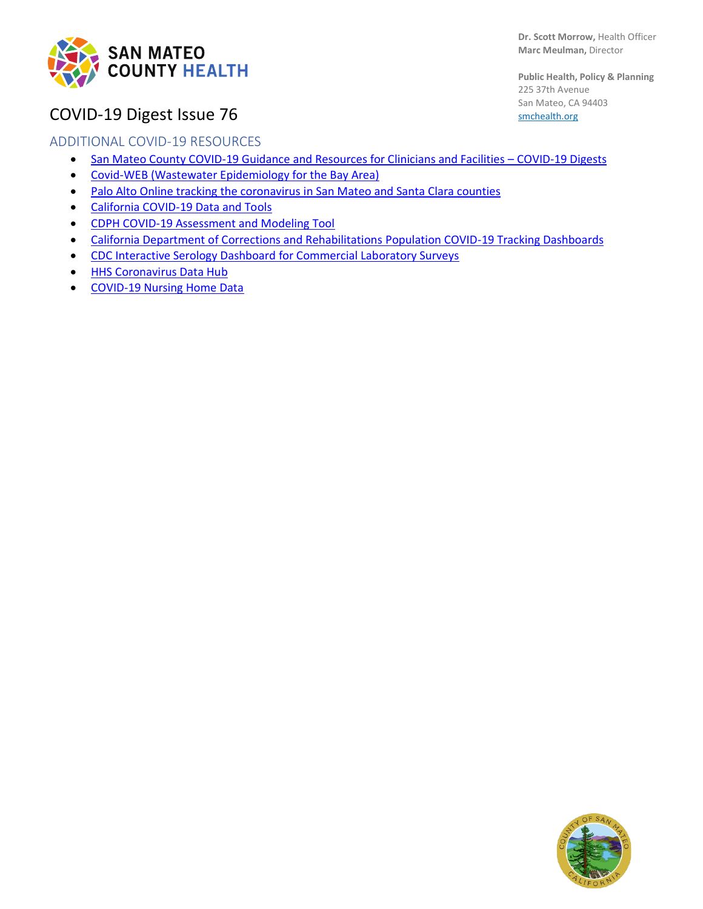Dr. Scott Morrow, Health Officer
Marc Meulman, Director

Public Health, Policy & Planning
225 37th Avenue
San Mateo, CA 94403
smchealth.org

# COVID-19 Digest Issue 76

## ADDITIONAL COVID-19 RESOURCES

- San Mateo County COVID-19 Guidance and Resources for Clinicians and Facilities – COVID-19 Digests
- Covid-WEB (Wastewater Epidemiology for the Bay Area)
- Palo Alto Online tracking the coronavirus in San Mateo and Santa Clara counties
- California COVID-19 Data and Tools
- CDPH COVID-19 Assessment and Modeling Tool
- California Department of Corrections and Rehabilitations Population COVID-19 Tracking Dashboards
- CDC Interactive Serology Dashboard for Commercial Laboratory Surveys
- HHS Coronavirus Data Hub
- COVID-19 Nursing Home Data